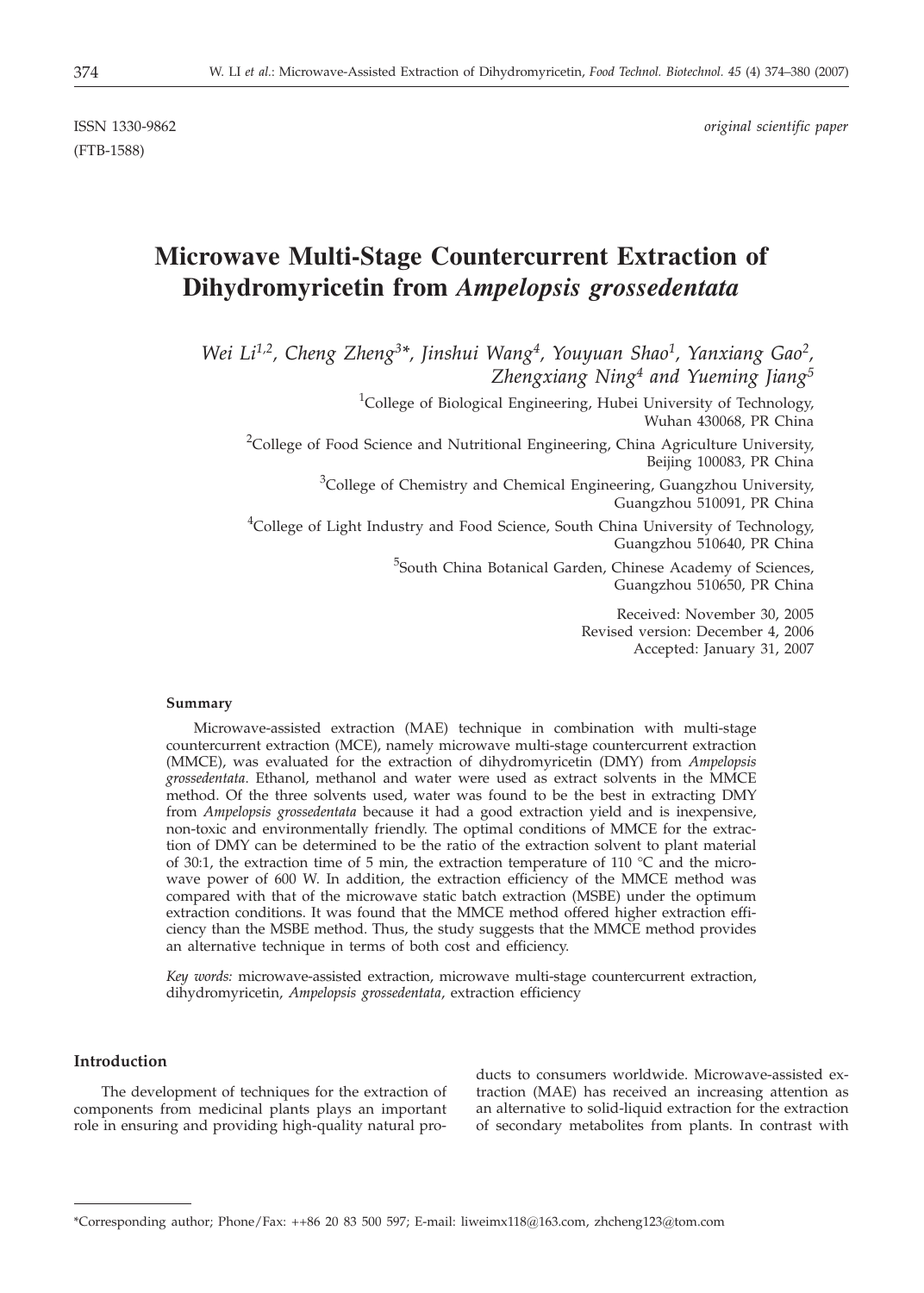ISSN 1330-9862 *original scientific paper*

(FTB-1588)

# Microwave Multi-Stage Countercurrent Extraction of Dihydromyricetin from *Ampelopsis grossedentata*

*Wei Li[1,2], Cheng Zheng[3]\*, Jinshui Wang[4], Youyuan Shao[1], Yanxiang Gao[2], Zhengxiang Ning[4] and Yueming Jiang[5]*

[1]College of Biological Engineering, Hubei University of Technology, Wuhan 430068, PR China

[2]College of Food Science and Nutritional Engineering, China Agriculture University, Beijing 100083, PR China

[3]College of Chemistry and Chemical Engineering, Guangzhou University, Guangzhou 510091, PR China

[4]College of Light Industry and Food Science, South China University of Technology, Guangzhou 510640, PR China

[5]South China Botanical Garden, Chinese Academy of Sciences, Guangzhou 510650, PR China

Received: November 30, 2005
Revised version: December 4, 2006
Accepted: January 31, 2007

## Summary

Microwave-assisted extraction (MAE) technique in combination with multi-stage countercurrent extraction (MCE), namely microwave multi-stage countercurrent extraction (MMCE), was evaluated for the extraction of dihydromyricetin (DMY) from *Ampelopsis grossedentata*. Ethanol, methanol and water were used as extract solvents in the MMCE method. Of the three solvents used, water was found to be the best in extracting DMY from *Ampelopsis grossedentata* because it had a good extraction yield and is inexpensive, non-toxic and environmentally friendly. The optimal conditions of MMCE for the extraction of DMY can be determined to be the ratio of the extraction solvent to plant material of 30:1, the extraction time of 5 min, the extraction temperature of 110 °C and the microwave power of 600 W. In addition, the extraction efficiency of the MMCE method was compared with that of the microwave static batch extraction (MSBE) under the optimum extraction conditions. It was found that the MMCE method offered higher extraction efficiency than the MSBE method. Thus, the study suggests that the MMCE method provides an alternative technique in terms of both cost and efficiency.

*Key words:* microwave-assisted extraction, microwave multi-stage countercurrent extraction, dihydromyricetin, *Ampelopsis grossedentata*, extraction efficiency

## Introduction

The development of techniques for the extraction of components from medicinal plants plays an important role in ensuring and providing high-quality natural products to consumers worldwide. Microwave-assisted extraction (MAE) has received an increasing attention as an alternative to solid-liquid extraction for the extraction of secondary metabolites from plants. In contrast with

\*Corresponding author; Phone/Fax: ++86 20 83 500 597; E-mail: liweimx118@163.com, zhcheng123@tom.com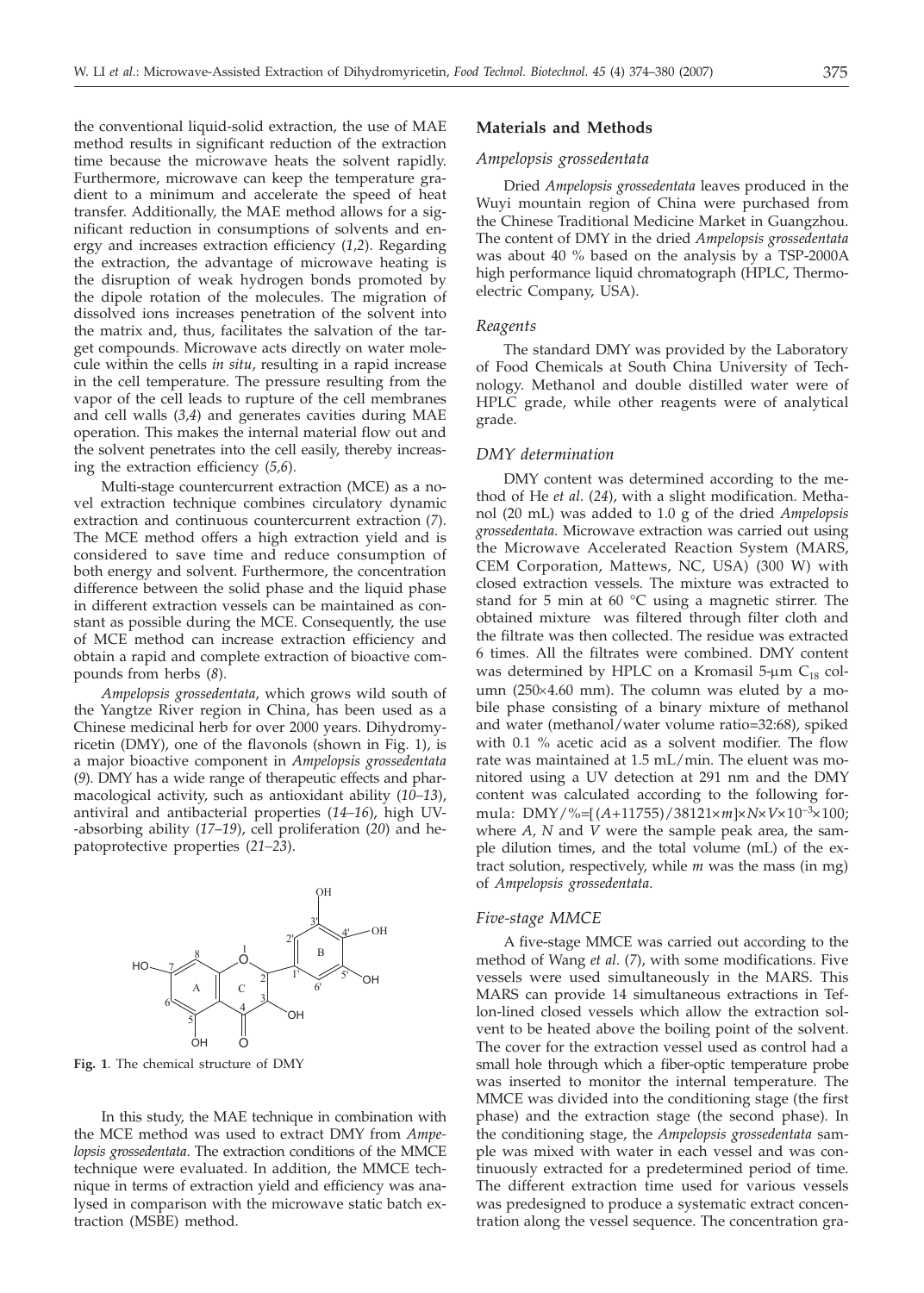the conventional liquid-solid extraction, the use of MAE method results in significant reduction of the extraction time because the microwave heats the solvent rapidly. Furthermore, microwave can keep the temperature gradient to a minimum and accelerate the speed of heat transfer. Additionally, the MAE method allows for a significant reduction in consumptions of solvents and energy and increases extraction efficiency (*1,2*). Regarding the extraction, the advantage of microwave heating is the disruption of weak hydrogen bonds promoted by the dipole rotation of the molecules. The migration of dissolved ions increases penetration of the solvent into the matrix and, thus, facilitates the salvation of the target compounds. Microwave acts directly on water molecule within the cells *in situ*, resulting in a rapid increase in the cell temperature. The pressure resulting from the vapor of the cell leads to rupture of the cell membranes and cell walls (*3,4*) and generates cavities during MAE operation. This makes the internal material flow out and the solvent penetrates into the cell easily, thereby increasing the extraction efficiency (*5,6*).

Multi-stage countercurrent extraction (MCE) as a novel extraction technique combines circulatory dynamic extraction and continuous countercurrent extraction (*7*). The MCE method offers a high extraction yield and is considered to save time and reduce consumption of both energy and solvent. Furthermore, the concentration difference between the solid phase and the liquid phase in different extraction vessels can be maintained as constant as possible during the MCE. Consequently, the use of MCE method can increase extraction efficiency and obtain a rapid and complete extraction of bioactive compounds from herbs (*8*).

*Ampelopsis grossedentata*, which grows wild south of the Yangtze River region in China, has been used as a Chinese medicinal herb for over 2000 years. Dihydromyricetin (DMY), one of the flavonols (shown in Fig. 1), is a major bioactive component in *Ampelopsis grossedentata* (*9*). DMY has a wide range of therapeutic effects and pharmacological activity, such as antioxidant ability (*10–13*), antiviral and antibacterial properties (*14–16*), high UV-absorbing ability (*17–19*), cell proliferation (*20*) and hepatoprotective properties (*21–23*).

**Fig. 1**. The chemical structure of DMY

In this study, the MAE technique in combination with the MCE method was used to extract DMY from *Ampelopsis grossedentata*. The extraction conditions of the MMCE technique were evaluated. In addition, the MMCE technique in terms of extraction yield and efficiency was analysed in comparison with the microwave static batch extraction (MSBE) method.

## Materials and Methods

### *Ampelopsis grossedentata*

Dried *Ampelopsis grossedentata* leaves produced in the Wuyi mountain region of China were purchased from the Chinese Traditional Medicine Market in Guangzhou. The content of DMY in the dried *Ampelopsis grossedentata* was about 40 % based on the analysis by a TSP-2000A high performance liquid chromatograph (HPLC, Thermoelectric Company, USA).

### *Reagents*

The standard DMY was provided by the Laboratory of Food Chemicals at South China University of Technology. Methanol and double distilled water were of HPLC grade, while other reagents were of analytical grade.

### *DMY determination*

DMY content was determined according to the method of He *et al*. (*24*), with a slight modification. Methanol (20 mL) was added to 1.0 g of the dried *Ampelopsis grossedentata*. Microwave extraction was carried out using the Microwave Accelerated Reaction System (MARS, CEM Corporation, Mattews, NC, USA) (300 W) with closed extraction vessels. The mixture was extracted to stand for 5 min at 60 °C using a magnetic stirrer. The obtained mixture was filtered through filter cloth and the filtrate was then collected. The residue was extracted 6 times. All the filtrates were combined. DMY content was determined by HPLC on a Kromasil 5-μm $C_{18}$ column (250×4.60 mm). The column was eluted by a mobile phase consisting of a binary mixture of methanol and water (methanol/water volume ratio=32:68), spiked with 0.1 % acetic acid as a solvent modifier. The flow rate was maintained at 1.5 mL/min. The eluent was monitored using a UV detection at 291 nm and the DMY content was calculated according to the following formula: $\mathrm{DMY}/\%=[(A+11755)/38121\times m]\times N\times V\times 10^{-3}\times 100$; where $A$, $N$ and $V$ were the sample peak area, the sample dilution times, and the total volume (mL) of the extract solution, respectively, while $m$ was the mass (in mg) of *Ampelopsis grossedentata*.

### *Five-stage MMCE*

A five-stage MMCE was carried out according to the method of Wang *et al*. (*7*), with some modifications. Five vessels were used simultaneously in the MARS. This MARS can provide 14 simultaneous extractions in Teflon-lined closed vessels which allow the extraction solvent to be heated above the boiling point of the solvent. The cover for the extraction vessel used as control had a small hole through which a fiber-optic temperature probe was inserted to monitor the internal temperature. The MMCE was divided into the conditioning stage (the first phase) and the extraction stage (the second phase). In the conditioning stage, the *Ampelopsis grossedentata* sample was mixed with water in each vessel and was continuously extracted for a predetermined period of time. The different extraction time used for various vessels was predesigned to produce a systematic extract concentration along the vessel sequence. The concentration gra-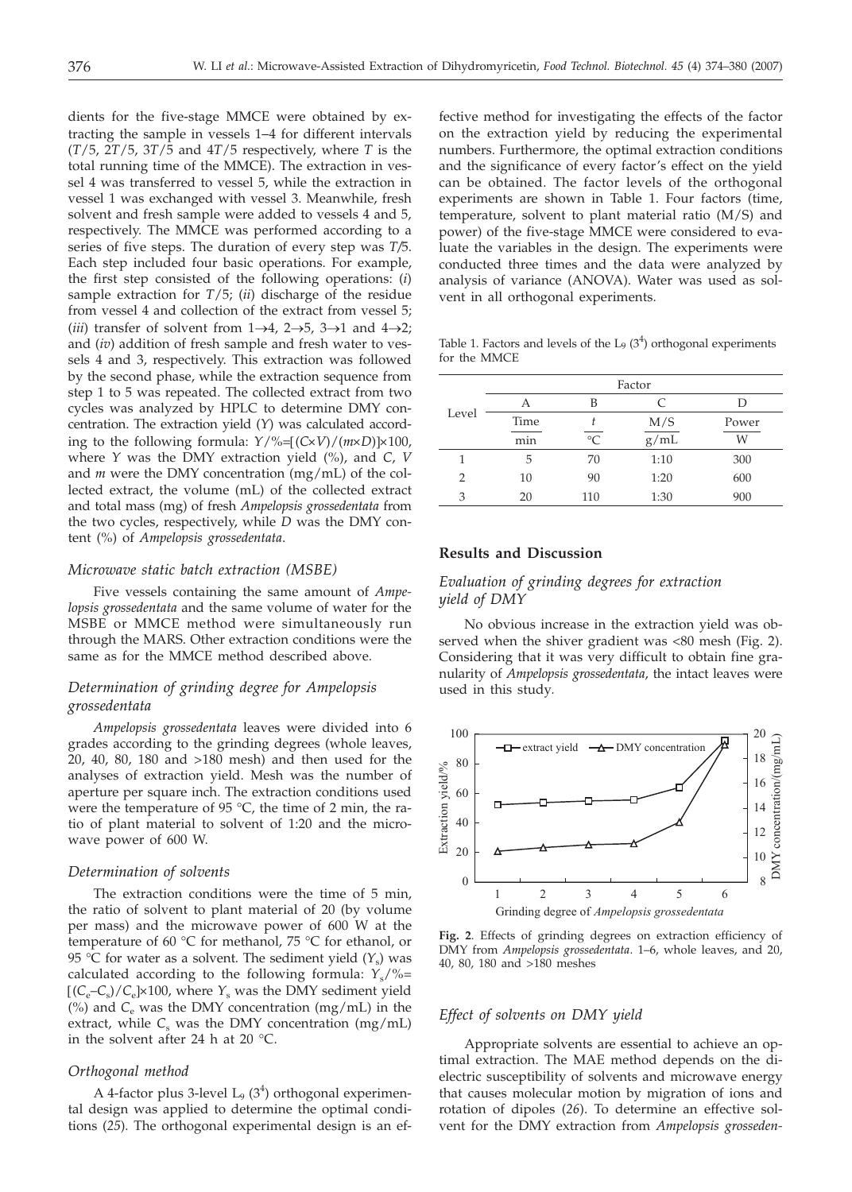dients for the five-stage MMCE were obtained by extracting the sample in vessels 1–4 for different intervals ($T/5$, $2T/5$, $3T/5$ and $4T/5$ respectively, where $T$ is the total running time of the MMCE). The extraction in vessel 4 was transferred to vessel 5, while the extraction in vessel 1 was exchanged with vessel 3. Meanwhile, fresh solvent and fresh sample were added to vessels 4 and 5, respectively. The MMCE was performed according to a series of five steps. The duration of every step was $T/5$. Each step included four basic operations. For example, the first step consisted of the following operations: (*i*) sample extraction for $T/5$; (*ii*) discharge of the residue from vessel 4 and collection of the extract from vessel 5; (*iii*) transfer of solvent from $1\rightarrow4$, $2\rightarrow5$, $3\rightarrow1$ and $4\rightarrow2$; and (*iv*) addition of fresh sample and fresh water to vessels 4 and 3, respectively. This extraction was followed by the second phase, while the extraction sequence from step 1 to 5 was repeated. The collected extract from two cycles was analyzed by HPLC to determine DMY concentration. The extraction yield ($Y$) was calculated according to the following formula: $Y/\%=[(C\times V)/(m\times D)]\times100$, where $Y$ was the DMY extraction yield (%), and $C$, $V$ and $m$ were the DMY concentration (mg/mL) of the collected extract, the volume (mL) of the collected extract and total mass (mg) of fresh *Ampelopsis grossedentata* from the two cycles, respectively, while $D$ was the DMY content (%) of *Ampelopsis grossedentata*.

### *Microwave static batch extraction (MSBE)*

Five vessels containing the same amount of *Ampelopsis grossedentata* and the same volume of water for the MSBE or MMCE method were simultaneously run through the MARS. Other extraction conditions were the same as for the MMCE method described above.

### *Determination of grinding degree for Ampelopsis grossedentata*

*Ampelopsis grossedentata* leaves were divided into 6 grades according to the grinding degrees (whole leaves, 20, 40, 80, 180 and >180 mesh) and then used for the analyses of extraction yield. Mesh was the number of aperture per square inch. The extraction conditions used were the temperature of 95 °C, the time of 2 min, the ratio of plant material to solvent of 1:20 and the microwave power of 600 W.

### *Determination of solvents*

The extraction conditions were the time of 5 min, the ratio of solvent to plant material of 20 (by volume per mass) and the microwave power of 600 W at the temperature of 60 °C for methanol, 75 °C for ethanol, or 95 °C for water as a solvent. The sediment yield ($Y_s$) was calculated according to the following formula: $Y_s/\%=[(C_e-C_s)/C_e]\times100$, where $Y_s$ was the DMY sediment yield (%) and $C_e$ was the DMY concentration (mg/mL) in the extract, while $C_s$ was the DMY concentration (mg/mL) in the solvent after 24 h at 20 °C.

### *Orthogonal method*

A 4-factor plus 3-level $L_9$ ($3^4$) orthogonal experimental design was applied to determine the optimal conditions (*25*). The orthogonal experimental design is an effective method for investigating the effects of the factor on the extraction yield by reducing the experimental numbers. Furthermore, the optimal extraction conditions and the significance of every factor's effect on the yield can be obtained. The factor levels of the orthogonal experiments are shown in Table 1. Four factors (time, temperature, solvent to plant material ratio (M/S) and power) of the five-stage MMCE were considered to evaluate the variables in the design. The experiments were conducted three times and the data were analyzed by analysis of variance (ANOVA). Water was used as solvent in all orthogonal experiments.

Table 1. Factors and levels of the $L_9$ ($3^4$) orthogonal experiments for the MMCE

| Level | Factor | | | |
|---|---|---|---|---|
| | A | B | C | D |
| | Time / min | $t$ / °C | M/S / g/mL | Power / W |
| 1 | 5 | 70 | 1:10 | 300 |
| 2 | 10 | 90 | 1:20 | 600 |
| 3 | 20 | 110 | 1:30 | 900 |

## Results and Discussion

### *Evaluation of grinding degrees for extraction yield of DMY*

No obvious increase in the extraction yield was observed when the shiver gradient was <80 mesh (Fig. 2). Considering that it was very difficult to obtain fine granularity of *Ampelopsis grossedentata*, the intact leaves were used in this study.

**Fig. 2**. Effects of grinding degrees on extraction efficiency of DMY from *Ampelopsis grossedentata*. 1–6, whole leaves, and 20, 40, 80, 180 and >180 meshes

### *Effect of solvents on DMY yield*

Appropriate solvents are essential to achieve an optimal extraction. The MAE method depends on the dielectric susceptibility of solvents and microwave energy that causes molecular motion by migration of ions and rotation of dipoles (*26*). To determine an effective solvent for the DMY extraction from *Ampelopsis grosseden-*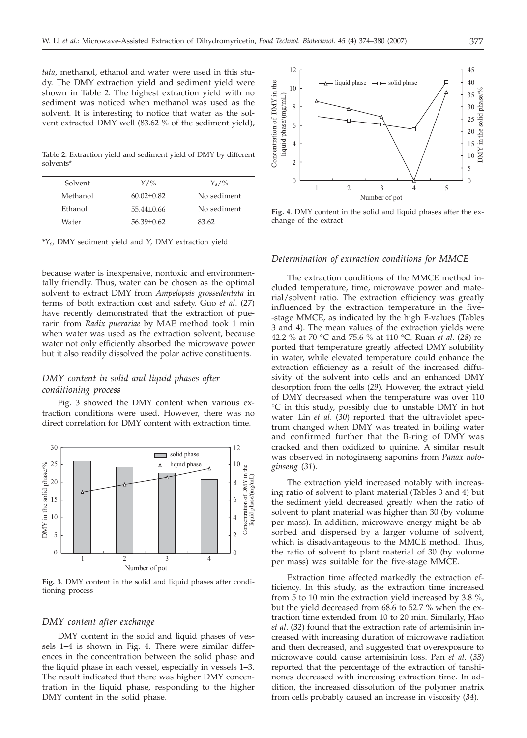*tata*, methanol, ethanol and water were used in this study. The DMY extraction yield and sediment yield were shown in Table 2. The highest extraction yield with no sediment was noticed when methanol was used as the solvent. It is interesting to notice that water as the solvent extracted DMY well (83.62 % of the sediment yield), because water is inexpensive, nontoxic and environmentally friendly. Thus, water can be chosen as the optimal solvent to extract DMY from *Ampelopsis grossedentata* in terms of both extraction cost and safety. Guo *et al*. (*27*) have recently demonstrated that the extraction of puerarin from *Radix puerariae* by MAE method took 1 min when water was used as the extraction solvent, because water not only efficiently absorbed the microwave power but it also readily dissolved the polar active constituents.

Table 2. Extraction yield and sediment yield of DMY by different solvents*

| Solvent | $Y$/% | $Y_s$/% |
|---|---|---|
| Methanol | 60.02±0.82 | No sediment |
| Ethanol | 55.44±0.66 | No sediment |
| Water | 56.39±0.62 | 83.62 |

*$Y_s$, DMY sediment yield and $Y$, DMY extraction yield

### *DMY content in solid and liquid phases after conditioning process*

Fig. 3 showed the DMY content when various extraction conditions were used. However, there was no direct correlation for DMY content with extraction time.

**Fig. 3**. DMY content in the solid and liquid phases after conditioning process

### *DMY content after exchange*

DMY content in the solid and liquid phases of vessels 1–4 is shown in Fig. 4. There were similar differences in the concentration between the solid phase and the liquid phase in each vessel, especially in vessels 1–3. The result indicated that there was higher DMY concentration in the liquid phase, responding to the higher DMY content in the solid phase.

**Fig. 4**. DMY content in the solid and liquid phases after the exchange of the extract

### *Determination of extraction conditions for MMCE*

The extraction conditions of the MMCE method included temperature, time, microwave power and material/solvent ratio. The extraction efficiency was greatly influenced by the extraction temperature in the five-stage MMCE, as indicated by the high F-values (Tables 3 and 4). The mean values of the extraction yields were 42.2 % at 70 °C and 75.6 % at 110 °C. Ruan *et al*. (*28*) reported that temperature greatly affected DMY solubility in water, while elevated temperature could enhance the extraction efficiency as a result of the increased diffusivity of the solvent into cells and an enhanced DMY desorption from the cells (*29*). However, the extract yield of DMY decreased when the temperature was over 110 °C in this study, possibly due to unstable DMY in hot water. Lin *et al*. (*30*) reported that the ultraviolet spectrum changed when DMY was treated in boiling water and confirmed further that the B-ring of DMY was cracked and then oxidized to quinine. A similar result was observed in notoginseng saponins from *Panax notoginseng* (*31*).

The extraction yield increased notably with increasing ratio of solvent to plant material (Tables 3 and 4) but the sediment yield decreased greatly when the ratio of solvent to plant material was higher than 30 (by volume per mass). In addition, microwave energy might be absorbed and dispersed by a larger volume of solvent, which is disadvantageous to the MMCE method. Thus, the ratio of solvent to plant material of 30 (by volume per mass) was suitable for the five-stage MMCE.

Extraction time affected markedly the extraction efficiency. In this study, as the extraction time increased from 5 to 10 min the extraction yield increased by 3.8 %, but the yield decreased from 68.6 to 52.7 % when the extraction time extended from 10 to 20 min. Similarly, Hao *et al*. (*32*) found that the extraction rate of artemisinin increased with increasing duration of microwave radiation and then decreased, and suggested that overexposure to microwave could cause artemisinin loss. Pan *et al*. (*33*) reported that the percentage of the extraction of tanshinones decreased with increasing extraction time. In addition, the increased dissolution of the polymer matrix from cells probably caused an increase in viscosity (*34*).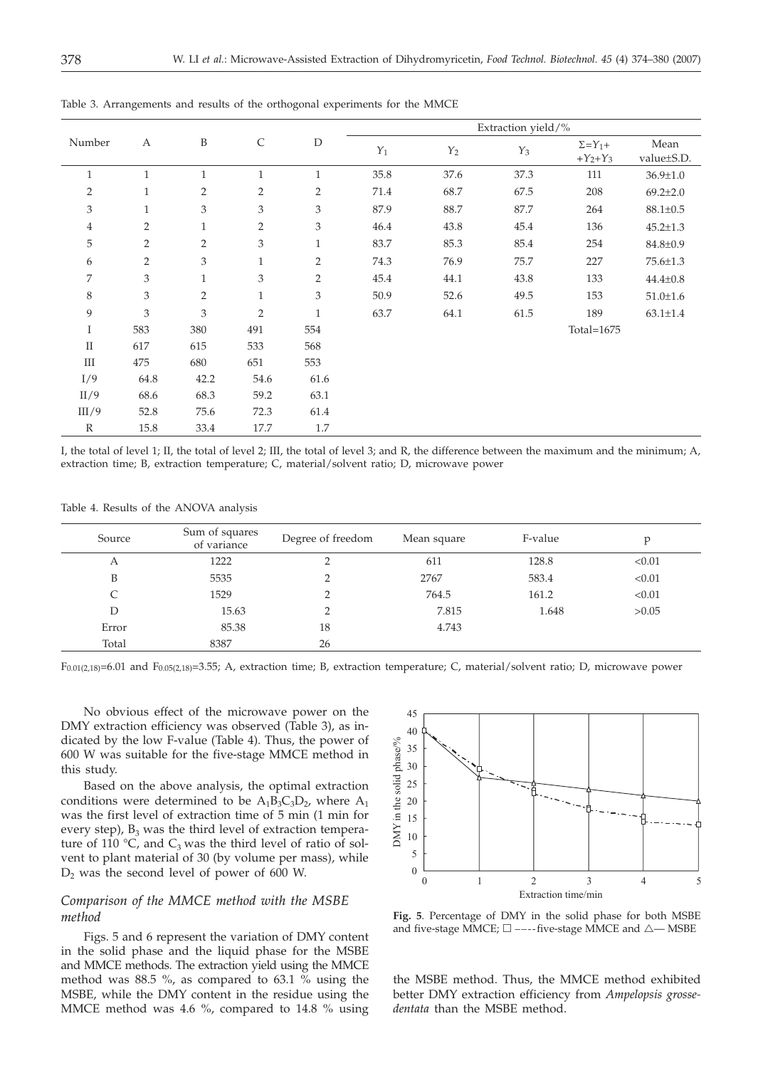Table 3. Arrangements and results of the orthogonal experiments for the MMCE

| Number | A | B | C | D | Extraction yield/% | | | | |
|---|---|---|---|---|---|---|---|---|---|
| | | | | | $Y_1$ | $Y_2$ | $Y_3$ | $\Sigma=Y_1+$ $+Y_2+Y_3$ | Mean value±S.D. |
| 1 | 1 | 1 | 1 | 1 | 35.8 | 37.6 | 37.3 | 111 | 36.9±1.0 |
| 2 | 1 | 2 | 2 | 2 | 71.4 | 68.7 | 67.5 | 208 | 69.2±2.0 |
| 3 | 1 | 3 | 3 | 3 | 87.9 | 88.7 | 87.7 | 264 | 88.1±0.5 |
| 4 | 2 | 1 | 2 | 3 | 46.4 | 43.8 | 45.4 | 136 | 45.2±1.3 |
| 5 | 2 | 2 | 3 | 1 | 83.7 | 85.3 | 85.4 | 254 | 84.8±0.9 |
| 6 | 2 | 3 | 1 | 2 | 74.3 | 76.9 | 75.7 | 227 | 75.6±1.3 |
| 7 | 3 | 1 | 3 | 2 | 45.4 | 44.1 | 43.8 | 133 | 44.4±0.8 |
| 8 | 3 | 2 | 1 | 3 | 50.9 | 52.6 | 49.5 | 153 | 51.0±1.6 |
| 9 | 3 | 3 | 2 | 1 | 63.7 | 64.1 | 61.5 | 189 | 63.1±1.4 |
| I | 583 | 380 | 491 | 554 | | | | Total=1675 | |
| II | 617 | 615 | 533 | 568 | | | | | |
| III | 475 | 680 | 651 | 553 | | | | | |
| I/9 | 64.8 | 42.2 | 54.6 | 61.6 | | | | | |
| II/9 | 68.6 | 68.3 | 59.2 | 63.1 | | | | | |
| III/9 | 52.8 | 75.6 | 72.3 | 61.4 | | | | | |
| R | 15.8 | 33.4 | 17.7 | 1.7 | | | | | |

I, the total of level 1; II, the total of level 2; III, the total of level 3; and R, the difference between the maximum and the minimum; A, extraction time; B, extraction temperature; C, material/solvent ratio; D, microwave power

Table 4. Results of the ANOVA analysis

| Source | Sum of squares of variance | Degree of freedom | Mean square | F-value | p |
|---|---|---|---|---|---|
| A | 1222 | 2 | 611 | 128.8 | <0.01 |
| B | 5535 | 2 | 2767 | 583.4 | <0.01 |
| C | 1529 | 2 | 764.5 | 161.2 | <0.01 |
| D | 15.63 | 2 | 7.815 | 1.648 | >0.05 |
| Error | 85.38 | 18 | 4.743 | | |
| Total | 8387 | 26 | | | |

$F_{0.01(2,18)}=6.01$ and $F_{0.05(2,18)}=3.55$; A, extraction time; B, extraction temperature; C, material/solvent ratio; D, microwave power

No obvious effect of the microwave power on the DMY extraction efficiency was observed (Table 3), as indicated by the low F-value (Table 4). Thus, the power of 600 W was suitable for the five-stage MMCE method in this study.

Based on the above analysis, the optimal extraction conditions were determined to be $A_1B_3C_3D_2$, where $A_1$ was the first level of extraction time of 5 min (1 min for every step), $B_3$ was the third level of extraction temperature of 110 °C, and $C_3$ was the third level of ratio of solvent to plant material of 30 (by volume per mass), while $D_2$ was the second level of power of 600 W.

## *Comparison of the MMCE method with the MSBE method*

Figs. 5 and 6 represent the variation of DMY content in the solid phase and the liquid phase for the MSBE and MMCE methods. The extraction yield using the MMCE method was 88.5 %, as compared to 63.1 % using the MSBE, while the DMY content in the residue using the MMCE method was 4.6 %, compared to 14.8 % using the MSBE method. Thus, the MMCE method exhibited better DMY extraction efficiency from *Ampelopsis grossedentata* than the MSBE method.

**Fig. 5**. Percentage of DMY in the solid phase for both MSBE and five-stage MMCE; □ ----five-stage MMCE and △— MSBE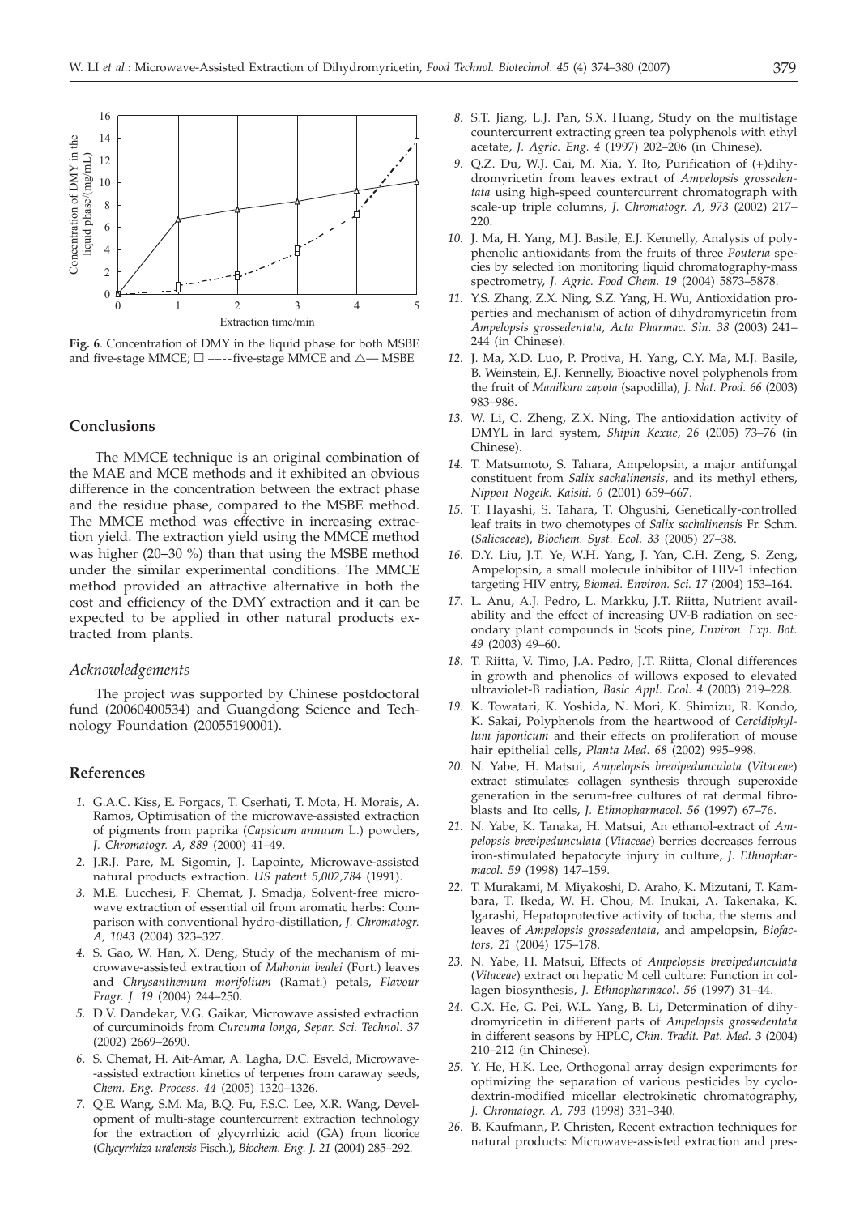**Fig. 6**. Concentration of DMY in the liquid phase for both MSBE and five-stage MMCE; □ –-–-five-stage MMCE and △— MSBE

## Conclusions

The MMCE technique is an original combination of the MAE and MCE methods and it exhibited an obvious difference in the concentration between the extract phase and the residue phase, compared to the MSBE method. The MMCE method was effective in increasing extraction yield. The extraction yield using the MMCE method was higher (20–30 %) than that using the MSBE method under the similar experimental conditions. The MMCE method provided an attractive alternative in both the cost and efficiency of the DMY extraction and it can be expected to be applied in other natural products extracted from plants.

### *Acknowledgements*

The project was supported by Chinese postdoctoral fund (20060400534) and Guangdong Science and Technology Foundation (20055190001).

## References

1. G.A.C. Kiss, E. Forgacs, T. Cserhati, T. Mota, H. Morais, A. Ramos, Optimisation of the microwave-assisted extraction of pigments from paprika (*Capsicum annuum* L.) powders, *J. Chromatogr. A, 889* (2000) 41–49.
2. J.R.J. Pare, M. Sigomin, J. Lapointe, Microwave-assisted natural products extraction. *US patent 5,002,784* (1991).
3. M.E. Lucchesi, F. Chemat, J. Smadja, Solvent-free microwave extraction of essential oil from aromatic herbs: Comparison with conventional hydro-distillation, *J. Chromatogr. A, 1043* (2004) 323–327.
4. S. Gao, W. Han, X. Deng, Study of the mechanism of microwave-assisted extraction of *Mahonia bealei* (Fort.) leaves and *Chrysanthemum morifolium* (Ramat.) petals, *Flavour Fragr. J. 19* (2004) 244–250.
5. D.V. Dandekar, V.G. Gaikar, Microwave assisted extraction of curcuminoids from *Curcuma longa*, *Separ. Sci. Technol. 37* (2002) 2669–2690.
6. S. Chemat, H. Ait-Amar, A. Lagha, D.C. Esveld, Microwave-assisted extraction kinetics of terpenes from caraway seeds, *Chem. Eng. Process. 44* (2005) 1320–1326.
7. Q.E. Wang, S.M. Ma, B.Q. Fu, F.S.C. Lee, X.R. Wang, Development of multi-stage countercurrent extraction technology for the extraction of glycyrrhizic acid (GA) from licorice (*Glycyrrhiza uralensis* Fisch.), *Biochem. Eng. J. 21* (2004) 285–292.
8. S.T. Jiang, L.J. Pan, S.X. Huang, Study on the multistage countercurrent extracting green tea polyphenols with ethyl acetate, *J. Agric. Eng. 4* (1997) 202–206 (in Chinese).
9. Q.Z. Du, W.J. Cai, M. Xia, Y. Ito, Purification of (+)dihydromyricetin from leaves extract of *Ampelopsis grossedentata* using high-speed countercurrent chromatograph with scale-up triple columns, *J. Chromatogr. A, 973* (2002) 217–220.
10. J. Ma, H. Yang, M.J. Basile, E.J. Kennelly, Analysis of polyphenolic antioxidants from the fruits of three *Pouteria* species by selected ion monitoring liquid chromatography-mass spectrometry, *J. Agric. Food Chem. 19* (2004) 5873–5878.
11. Y.S. Zhang, Z.X. Ning, S.Z. Yang, H. Wu, Antioxidation properties and mechanism of action of dihydromyricetin from *Ampelopsis grossedentata*, *Acta Pharmac. Sin. 38* (2003) 241–244 (in Chinese).
12. J. Ma, X.D. Luo, P. Protiva, H. Yang, C.Y. Ma, M.J. Basile, B. Weinstein, E.J. Kennelly, Bioactive novel polyphenols from the fruit of *Manilkara zapota* (sapodilla), *J. Nat. Prod. 66* (2003) 983–986.
13. W. Li, C. Zheng, Z.X. Ning, The antioxidation activity of DMYL in lard system, *Shipin Kexue, 26* (2005) 73–76 (in Chinese).
14. T. Matsumoto, S. Tahara, Ampelopsin, a major antifungal constituent from *Salix sachalinensis*, and its methyl ethers, *Nippon Nogeik. Kaishi, 6* (2001) 659–667.
15. T. Hayashi, S. Tahara, T. Ohgushi, Genetically-controlled leaf traits in two chemotypes of *Salix sachalinensis* Fr. Schm. (*Salicaceae*), *Biochem. Syst. Ecol. 33* (2005) 27–38.
16. D.Y. Liu, J.T. Ye, W.H. Yang, J. Yan, C.H. Zeng, S. Zeng, Ampelopsin, a small molecule inhibitor of HIV-1 infection targeting HIV entry, *Biomed. Environ. Sci. 17* (2004) 153–164.
17. L. Anu, A.J. Pedro, L. Markku, J.T. Riitta, Nutrient availability and the effect of increasing UV-B radiation on secondary plant compounds in Scots pine, *Environ. Exp. Bot. 49* (2003) 49–60.
18. T. Riitta, V. Timo, J.A. Pedro, J.T. Riitta, Clonal differences in growth and phenolics of willows exposed to elevated ultraviolet-B radiation, *Basic Appl. Ecol. 4* (2003) 219–228.
19. K. Towatari, K. Yoshida, N. Mori, K. Shimizu, R. Kondo, K. Sakai, Polyphenols from the heartwood of *Cercidiphyllum japonicum* and their effects on proliferation of mouse hair epithelial cells, *Planta Med. 68* (2002) 995–998.
20. N. Yabe, H. Matsui, *Ampelopsis brevipedunculata* (*Vitaceae*) extract stimulates collagen synthesis through superoxide generation in the serum-free cultures of rat dermal fibroblasts and Ito cells, *J. Ethnopharmacol. 56* (1997) 67–76.
21. N. Yabe, K. Tanaka, H. Matsui, An ethanol-extract of *Ampelopsis brevipedunculata* (*Vitaceae*) berries decreases ferrous iron-stimulated hepatocyte injury in culture, *J. Ethnopharmacol. 59* (1998) 147–159.
22. T. Murakami, M. Miyakoshi, D. Araho, K. Mizutani, T. Kambara, T. Ikeda, W. H. Chou, M. Inukai, A. Takenaka, K. Igarashi, Hepatoprotective activity of tocha, the stems and leaves of *Ampelopsis grossedentata*, and ampelopsin, *Biofactors, 21* (2004) 175–178.
23. N. Yabe, H. Matsui, Effects of *Ampelopsis brevipedunculata* (*Vitaceae*) extract on hepatic M cell culture: Function in collagen biosynthesis, *J. Ethnopharmacol. 56* (1997) 31–44.
24. G.X. He, G. Pei, W.L. Yang, B. Li, Determination of dihydromyricetin in different parts of *Ampelopsis grossedentata* in different seasons by HPLC, *Chin. Tradit. Pat. Med. 3* (2004) 210–212 (in Chinese).
25. Y. He, H.K. Lee, Orthogonal array design experiments for optimizing the separation of various pesticides by cyclodextrin-modified micellar electrokinetic chromatography, *J. Chromatogr. A, 793* (1998) 331–340.
26. B. Kaufmann, P. Christen, Recent extraction techniques for natural products: Microwave-assisted extraction and pres-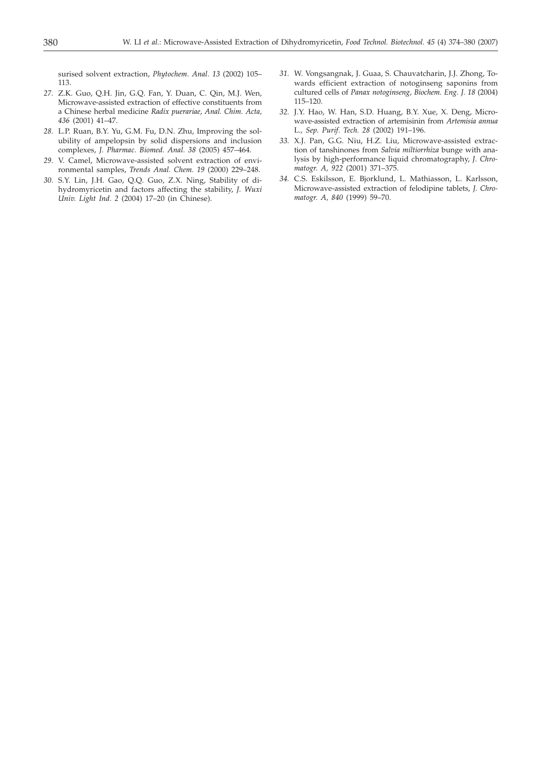surised solvent extraction, *Phytochem. Anal. 13* (2002) 105–113.

27. Z.K. Guo, Q.H. Jin, G.Q. Fan, Y. Duan, C. Qin, M.J. Wen, Microwave-assisted extraction of effective constituents from a Chinese herbal medicine *Radix puerariae*, *Anal. Chim. Acta, 436* (2001) 41–47.
28. L.P. Ruan, B.Y. Yu, G.M. Fu, D.N. Zhu, Improving the solubility of ampelopsin by solid dispersions and inclusion complexes, *J. Pharmac. Biomed. Anal. 38* (2005) 457–464.
29. V. Camel, Microwave-assisted solvent extraction of environmental samples, *Trends Anal. Chem. 19* (2000) 229–248.
30. S.Y. Lin, J.H. Gao, Q.Q. Guo, Z.X. Ning, Stability of dihydromyricetin and factors affecting the stability, *J. Wuxi Univ. Light Ind. 2* (2004) 17–20 (in Chinese).
31. W. Vongsangnak, J. Guaa, S. Chauvatcharin, J.J. Zhong, Towards efficient extraction of notoginseng saponins from cultured cells of *Panax notoginseng*, *Biochem. Eng. J. 18* (2004) 115–120.
32. J.Y. Hao, W. Han, S.D. Huang, B.Y. Xue, X. Deng, Microwave-assisted extraction of artemisinin from *Artemisia annua* L., *Sep. Purif. Tech. 28* (2002) 191–196.
33. X.J. Pan, G.G. Niu, H.Z. Liu, Microwave-assisted extraction of tanshinones from *Salvia miltiorrhiza* bunge with analysis by high-performance liquid chromatography, *J. Chromatogr. A, 922* (2001) 371–375.
34. C.S. Eskilsson, E. Bjorklund, L. Mathiasson, L. Karlsson, Microwave-assisted extraction of felodipine tablets, *J. Chromatogr. A, 840* (1999) 59–70.